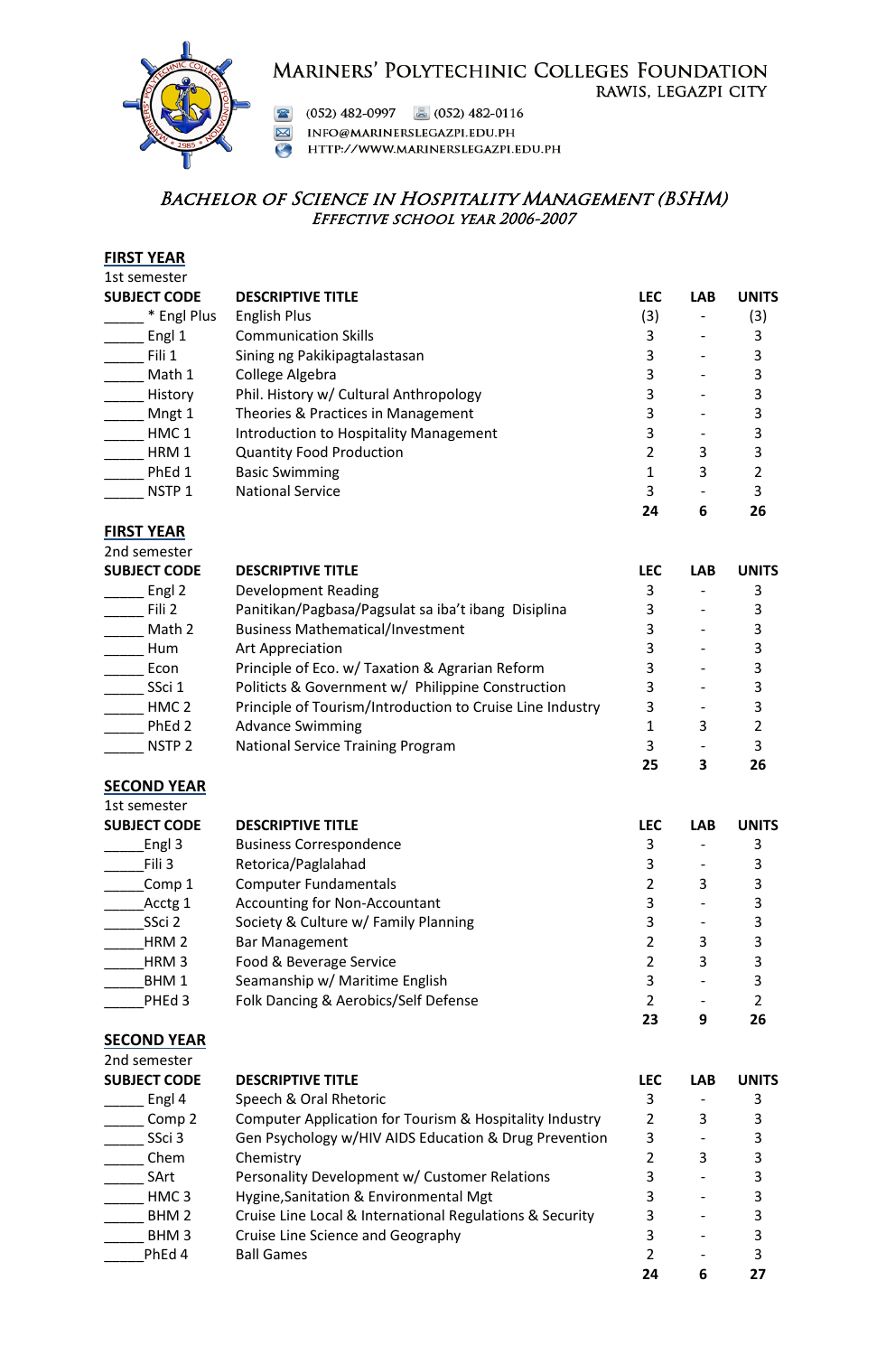# Mariners' Polytechinic Colleges Foundation

RAWIS, LEGAZPI CITY

(052) 482-0997 (052) 482-0116
INFO@MARINERSLEGAZPI.EDU.PH
HTTP://WWW.MARINERSLEGAZPI.EDU.PH

## *BACHELOR OF SCIENCE IN HOSPITALITY MANAGEMENT (BSHM)*

### *EFFECTIVE SCHOOL YEAR 2006-2007*

## FIRST YEAR

1st semester

| SUBJECT CODE | DESCRIPTIVE TITLE | LEC | LAB | UNITS |
|---|---|---|---|---|
| _____ * Engl Plus | English Plus | (3) | - | (3) |
| _____ Engl 1 | Communication Skills | 3 | - | 3 |
| _____ Fili 1 | Sining ng Pakikipagtalastasan | 3 | - | 3 |
| _____ Math 1 | College Algebra | 3 | - | 3 |
| _____ History | Phil. History w/ Cultural Anthropology | 3 | - | 3 |
| _____ Mngt 1 | Theories & Practices in Management | 3 | - | 3 |
| _____ HMC 1 | Introduction to Hospitality Management | 3 | - | 3 |
| _____ HRM 1 | Quantity Food Production | 2 | 3 | 3 |
| _____ PhEd 1 | Basic Swimming | 1 | 3 | 2 |
| _____ NSTP 1 | National Service | 3 | - | 3 |
| | | **24** | **6** | **26** |

## FIRST YEAR

2nd semester

| SUBJECT CODE | DESCRIPTIVE TITLE | LEC | LAB | UNITS |
|---|---|---|---|---|
| _____ Engl 2 | Development Reading | 3 | - | 3 |
| _____ Fili 2 | Panitikan/Pagbasa/Pagsulat sa iba't ibang Disiplina | 3 | - | 3 |
| _____ Math 2 | Business Mathematical/Investment | 3 | - | 3 |
| _____ Hum | Art Appreciation | 3 | - | 3 |
| _____ Econ | Principle of Eco. w/ Taxation & Agrarian Reform | 3 | - | 3 |
| _____ SSci 1 | Politicts & Government w/ Philippine Construction | 3 | - | 3 |
| _____ HMC 2 | Principle of Tourism/Introduction to Cruise Line Industry | 3 | - | 3 |
| _____ PhEd 2 | Advance Swimming | 1 | 3 | 2 |
| _____ NSTP 2 | National Service Training Program | 3 | - | 3 |
| | | **25** | **3** | **26** |

## SECOND YEAR

1st semester

| SUBJECT CODE | DESCRIPTIVE TITLE | LEC | LAB | UNITS |
|---|---|---|---|---|
| _____Engl 3 | Business Correspondence | 3 | - | 3 |
| _____Fili 3 | Retorica/Paglalahad | 3 | - | 3 |
| _____Comp 1 | Computer Fundamentals | 2 | 3 | 3 |
| _____Acctg 1 | Accounting for Non-Accountant | 3 | - | 3 |
| _____SSci 2 | Society & Culture w/ Family Planning | 3 | - | 3 |
| _____HRM 2 | Bar Management | 2 | 3 | 3 |
| _____HRM 3 | Food & Beverage Service | 2 | 3 | 3 |
| _____BHM 1 | Seamanship w/ Maritime English | 3 | - | 3 |
| _____PHEd 3 | Folk Dancing & Aerobics/Self Defense | 2 | - | 2 |
| | | **23** | **9** | **26** |

## SECOND YEAR

2nd semester

| SUBJECT CODE | DESCRIPTIVE TITLE | LEC | LAB | UNITS |
|---|---|---|---|---|
| _____ Engl 4 | Speech & Oral Rhetoric | 3 | - | 3 |
| _____ Comp 2 | Computer Application for Tourism & Hospitality Industry | 2 | 3 | 3 |
| _____ SSci 3 | Gen Psychology w/HIV AIDS Education & Drug Prevention | 3 | - | 3 |
| _____ Chem | Chemistry | 2 | 3 | 3 |
| _____ SArt | Personality Development w/ Customer Relations | 3 | - | 3 |
| _____ HMC 3 | Hygine,Sanitation & Environmental Mgt | 3 | - | 3 |
| _____ BHM 2 | Cruise Line Local & International Regulations & Security | 3 | - | 3 |
| _____ BHM 3 | Cruise Line Science and Geography | 3 | - | 3 |
| _____PhEd 4 | Ball Games | 2 | - | 3 |
| | | **24** | **6** | **27** |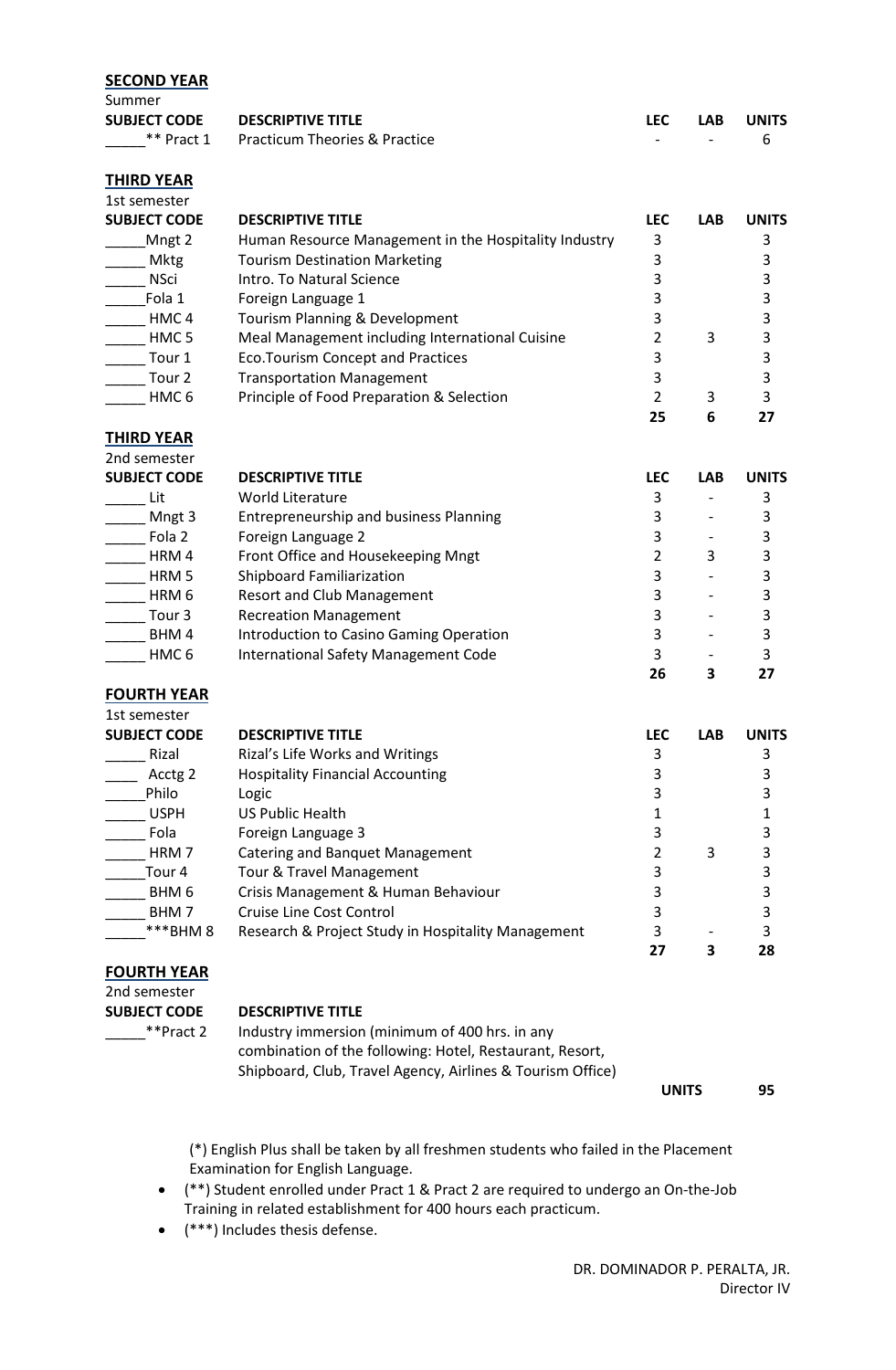**SECOND YEAR**

Summer

| SUBJECT CODE | DESCRIPTIVE TITLE | LEC | LAB | UNITS |
|---|---|---|---|---|
| _____** Pract 1 | Practicum Theories & Practice | - | - | 6 |

**THIRD YEAR**

1st semester

| SUBJECT CODE | DESCRIPTIVE TITLE | LEC | LAB | UNITS |
|---|---|---|---|---|
| _____Mngt 2 | Human Resource Management in the Hospitality Industry | 3 | | 3 |
| _____ Mktg | Tourism Destination Marketing | 3 | | 3 |
| _____ NSci | Intro. To Natural Science | 3 | | 3 |
| _____Fola 1 | Foreign Language 1 | 3 | | 3 |
| _____ HMC 4 | Tourism Planning & Development | 3 | | 3 |
| _____ HMC 5 | Meal Management including International Cuisine | 2 | 3 | 3 |
| _____ Tour 1 | Eco.Tourism Concept and Practices | 3 | | 3 |
| _____ Tour 2 | Transportation Management | 3 | | 3 |
| _____ HMC 6 | Principle of Food Preparation & Selection | 2 | 3 | 3 |
| | | **25** | **6** | **27** |

**THIRD YEAR**

2nd semester

| SUBJECT CODE | DESCRIPTIVE TITLE | LEC | LAB | UNITS |
|---|---|---|---|---|
| _____ Lit | World Literature | 3 | - | 3 |
| _____ Mngt 3 | Entrepreneurship and business Planning | 3 | - | 3 |
| _____ Fola 2 | Foreign Language 2 | 3 | - | 3 |
| _____ HRM 4 | Front Office and Housekeeping Mngt | 2 | 3 | 3 |
| _____ HRM 5 | Shipboard Familiarization | 3 | - | 3 |
| _____ HRM 6 | Resort and Club Management | 3 | - | 3 |
| _____ Tour 3 | Recreation Management | 3 | - | 3 |
| _____ BHM 4 | Introduction to Casino Gaming Operation | 3 | - | 3 |
| _____ HMC 6 | International Safety Management Code | 3 | - | 3 |
| | | **26** | **3** | **27** |

**FOURTH YEAR**

1st semester

| SUBJECT CODE | DESCRIPTIVE TITLE | LEC | LAB | UNITS |
|---|---|---|---|---|
| _____ Rizal | Rizal's Life Works and Writings | 3 | | 3 |
| ____ Acctg 2 | Hospitality Financial Accounting | 3 | | 3 |
| _____Philo | Logic | 3 | | 3 |
| _____ USPH | US Public Health | 1 | | 1 |
| _____ Fola | Foreign Language 3 | 3 | | 3 |
| _____ HRM 7 | Catering and Banquet Management | 2 | 3 | 3 |
| _____Tour 4 | Tour & Travel Management | 3 | | 3 |
| _____ BHM 6 | Crisis Management & Human Behaviour | 3 | | 3 |
| _____ BHM 7 | Cruise Line Cost Control | 3 | | 3 |
| _____***BHM 8 | Research & Project Study in Hospitality Management | 3 | - | 3 |
| | | **27** | **3** | **28** |

**FOURTH YEAR**

2nd semester

| SUBJECT CODE | DESCRIPTIVE TITLE | | |
|---|---|---|---|
| _____**Pract 2 | Industry immersion (minimum of 400 hrs. in any combination of the following: Hotel, Restaurant, Resort, Shipboard, Club, Travel Agency, Airlines & Tourism Office) | | |
| | | **UNITS** | **95** |

(*) English Plus shall be taken by all freshmen students who failed in the Placement Examination for English Language.

- (**) Student enrolled under Pract 1 & Pract 2 are required to undergo an On-the-Job Training in related establishment for 400 hours each practicum.
- (***) Includes thesis defense.

DR. DOMINADOR P. PERALTA, JR.
Director IV